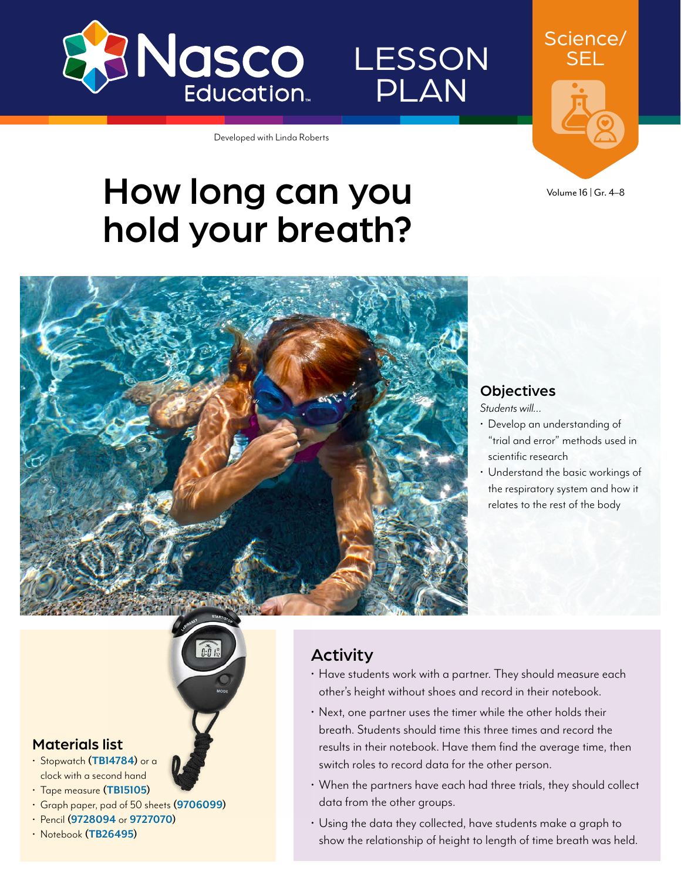Nasco Education

LESSON PLAN

Science/SEL

Developed with Linda Roberts

Volume 16 | Gr. 4–8

# How long can you hold your breath?

## Objectives

*Students will...*

- Develop an understanding of "trial and error" methods used in scientific research
- Understand the basic workings of the respiratory system and how it relates to the rest of the body

## Materials list

- Stopwatch (**TB14784**) or a clock with a second hand
- Tape measure (**TB15105**)
- Graph paper, pad of 50 sheets (**9706099**)
- Pencil (**9728094** or **9727070**)
- Notebook (**TB26495**)

## Activity

- Have students work with a partner. They should measure each other's height without shoes and record in their notebook.
- Next, one partner uses the timer while the other holds their breath. Students should time this three times and record the results in their notebook. Have them find the average time, then switch roles to record data for the other person.
- When the partners have each had three trials, they should collect data from the other groups.
- Using the data they collected, have students make a graph to show the relationship of height to length of time breath was held.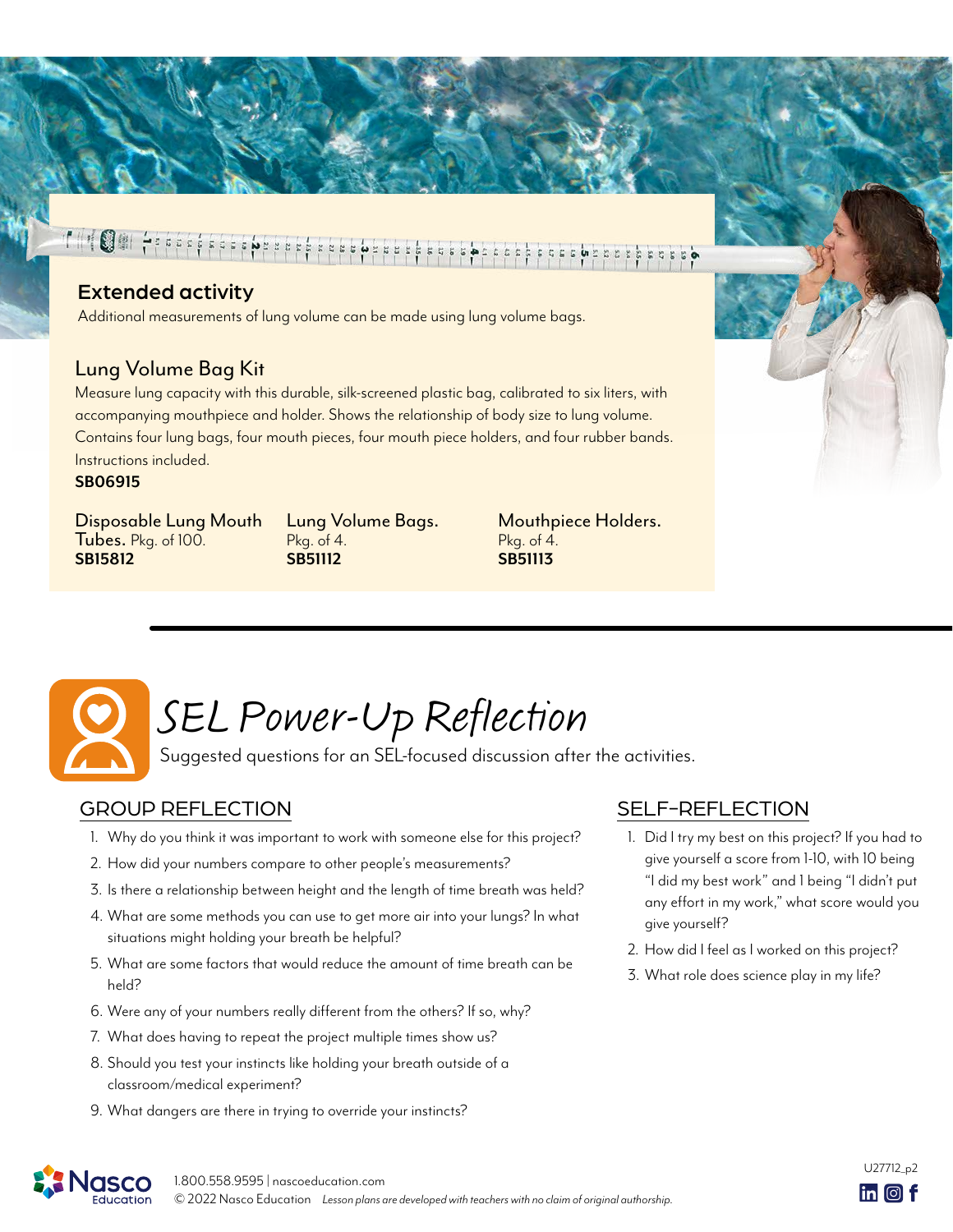## Extended activity

Additional measurements of lung volume can be made using lung volume bags.

### Lung Volume Bag Kit

Measure lung capacity with this durable, silk-screened plastic bag, calibrated to six liters, with accompanying mouthpiece and holder. Shows the relationship of body size to lung volume. Contains four lung bags, four mouth pieces, four mouth piece holders, and four rubber bands. Instructions included.

**SB06915**

Disposable Lung Mouth Tubes. Pkg. of 100.
**SB15812**

Lung Volume Bags. Pkg. of 4.
**SB51112**

Mouthpiece Holders. Pkg. of 4.
**SB51113**

# SEL Power-Up Reflection

Suggested questions for an SEL-focused discussion after the activities.

## GROUP REFLECTION

1. Why do you think it was important to work with someone else for this project?
2. How did your numbers compare to other people's measurements?
3. Is there a relationship between height and the length of time breath was held?
4. What are some methods you can use to get more air into your lungs? In what situations might holding your breath be helpful?
5. What are some factors that would reduce the amount of time breath can be held?
6. Were any of your numbers really different from the others? If so, why?
7. What does having to repeat the project multiple times show us?
8. Should you test your instincts like holding your breath outside of a classroom/medical experiment?
9. What dangers are there in trying to override your instincts?

## SELF-REFLECTION

1. Did I try my best on this project? If you had to give yourself a score from 1-10, with 10 being "I did my best work" and 1 being "I didn't put any effort in my work," what score would you give yourself?
2. How did I feel as I worked on this project?
3. What role does science play in my life?

1.800.558.9595 | nascoeducation.com
© 2022 Nasco Education *Lesson plans are developed with teachers with no claim of original authorship.*

U27712_p2